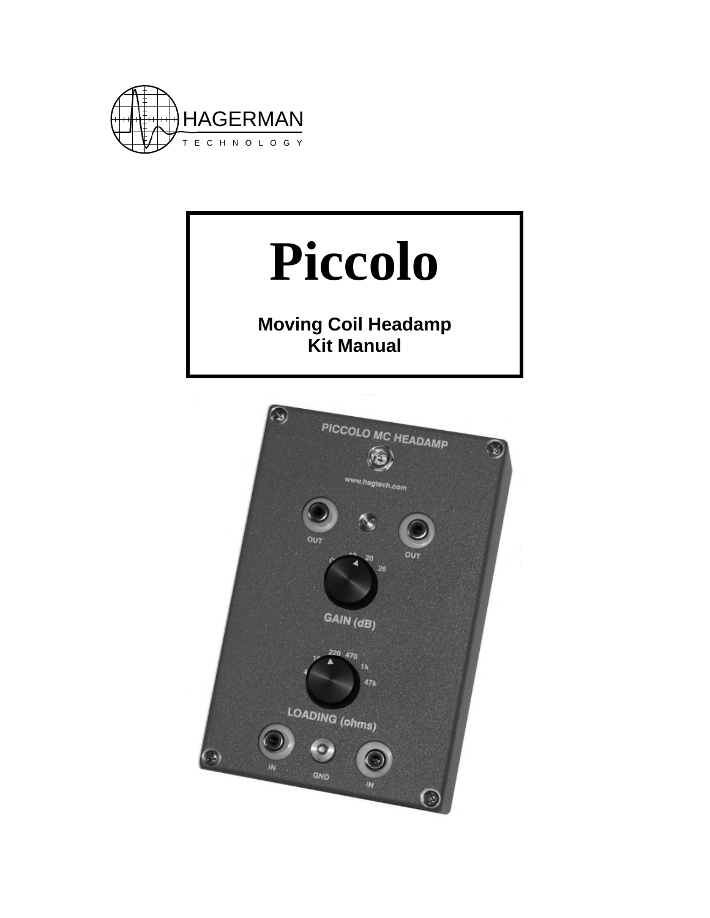HAGERMAN

TECHNOLOGY

# Piccolo

**Moving Coil Headamp**
**Kit Manual**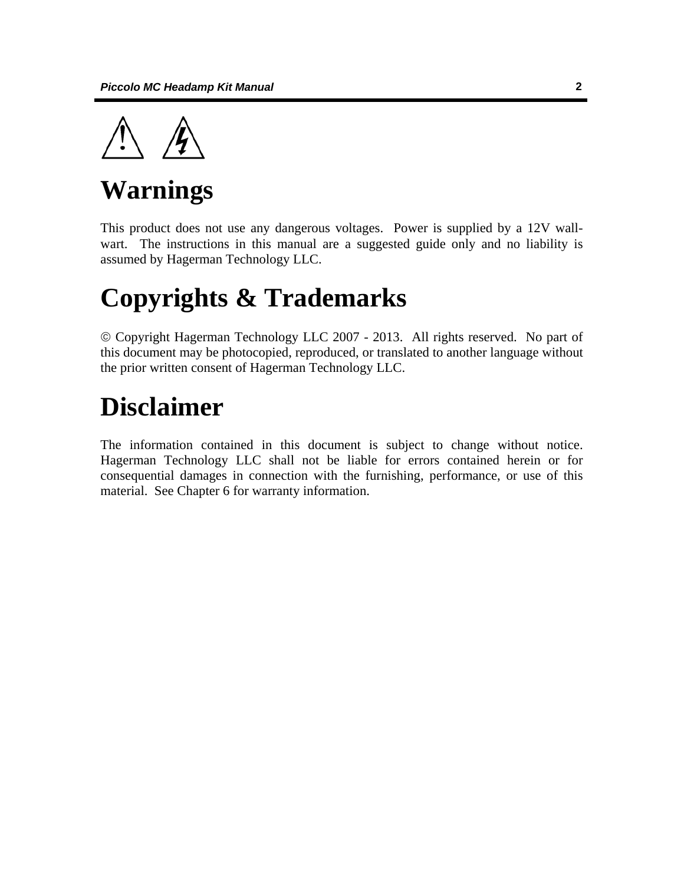# Warnings

This product does not use any dangerous voltages. Power is supplied by a 12V wall-wart. The instructions in this manual are a suggested guide only and no liability is assumed by Hagerman Technology LLC.

# Copyrights & Trademarks

© Copyright Hagerman Technology LLC 2007 - 2013. All rights reserved. No part of this document may be photocopied, reproduced, or translated to another language without the prior written consent of Hagerman Technology LLC.

# Disclaimer

The information contained in this document is subject to change without notice. Hagerman Technology LLC shall not be liable for errors contained herein or for consequential damages in connection with the furnishing, performance, or use of this material. See Chapter 6 for warranty information.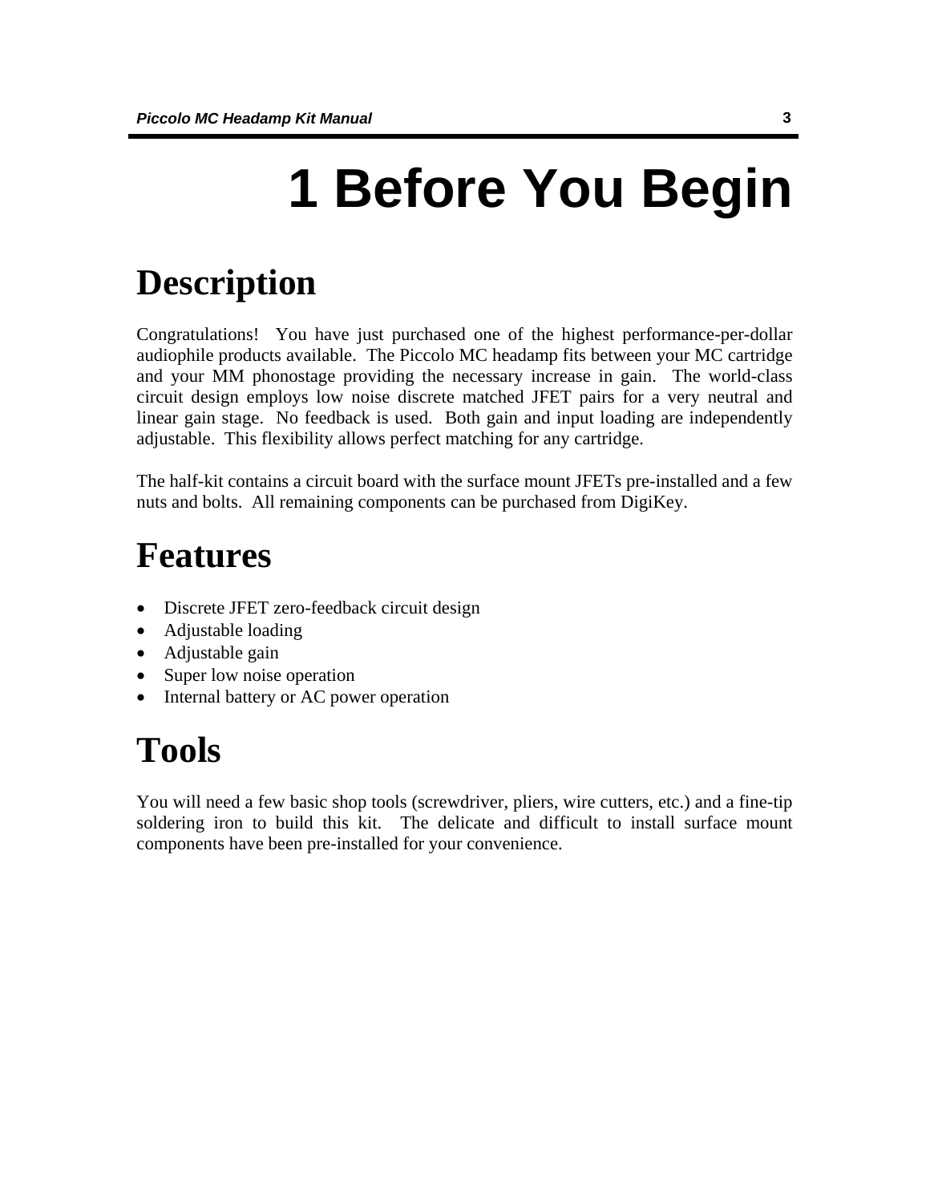# 1 Before You Begin

## Description

Congratulations! You have just purchased one of the highest performance-per-dollar audiophile products available. The Piccolo MC headamp fits between your MC cartridge and your MM phonostage providing the necessary increase in gain. The world-class circuit design employs low noise discrete matched JFET pairs for a very neutral and linear gain stage. No feedback is used. Both gain and input loading are independently adjustable. This flexibility allows perfect matching for any cartridge.

The half-kit contains a circuit board with the surface mount JFETs pre-installed and a few nuts and bolts. All remaining components can be purchased from DigiKey.

## Features

- Discrete JFET zero-feedback circuit design
- Adjustable loading
- Adjustable gain
- Super low noise operation
- Internal battery or AC power operation

## Tools

You will need a few basic shop tools (screwdriver, pliers, wire cutters, etc.) and a fine-tip soldering iron to build this kit. The delicate and difficult to install surface mount components have been pre-installed for your convenience.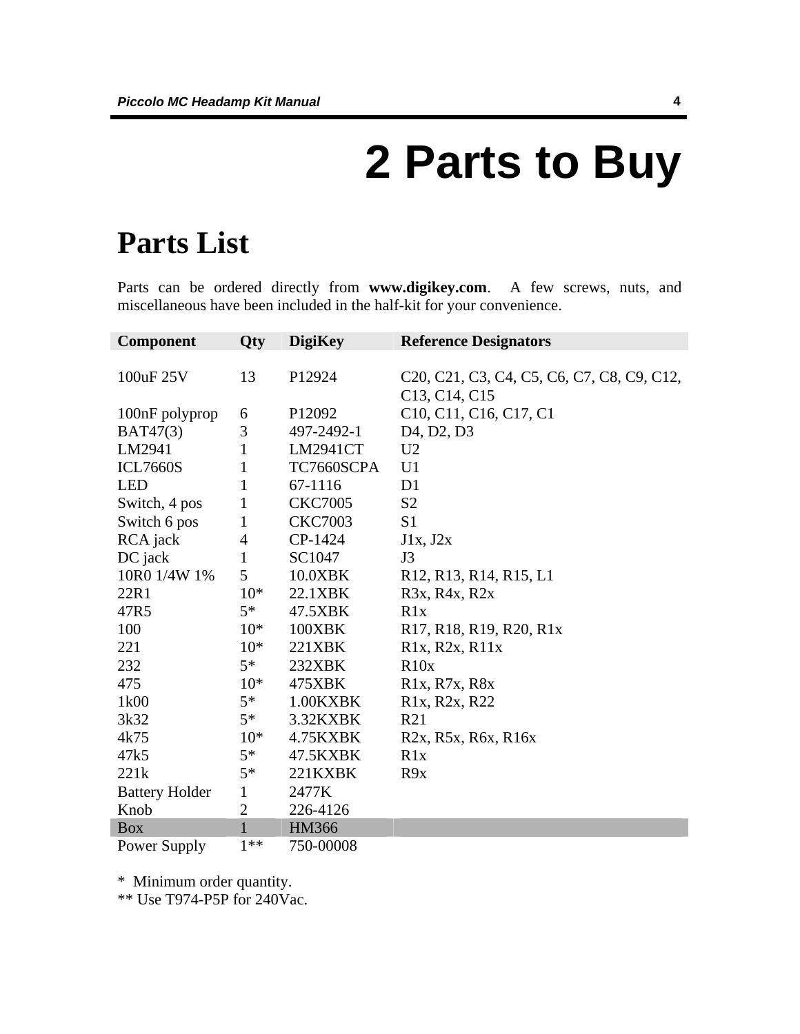# 2 Parts to Buy

## Parts List

Parts can be ordered directly from **www.digikey.com**. A few screws, nuts, and miscellaneous have been included in the half-kit for your convenience.

| Component | Qty | DigiKey | Reference Designators |
|---|---|---|---|
| 100uF 25V | 13 | P12924 | C20, C21, C3, C4, C5, C6, C7, C8, C9, C12, C13, C14, C15 |
| 100nF polyprop | 6 | P12092 | C10, C11, C16, C17, C1 |
| BAT47(3) | 3 | 497-2492-1 | D4, D2, D3 |
| LM2941 | 1 | LM2941CT | U2 |
| ICL7660S | 1 | TC7660SCPA | U1 |
| LED | 1 | 67-1116 | D1 |
| Switch, 4 pos | 1 | CKC7005 | S2 |
| Switch 6 pos | 1 | CKC7003 | S1 |
| RCA jack | 4 | CP-1424 | J1x, J2x |
| DC jack | 1 | SC1047 | J3 |
| 10R0 1/4W 1% | 5 | 10.0XBK | R12, R13, R14, R15, L1 |
| 22R1 | 10* | 22.1XBK | R3x, R4x, R2x |
| 47R5 | 5* | 47.5XBK | R1x |
| 100 | 10* | 100XBK | R17, R18, R19, R20, R1x |
| 221 | 10* | 221XBK | R1x, R2x, R11x |
| 232 | 5* | 232XBK | R10x |
| 475 | 10* | 475XBK | R1x, R7x, R8x |
| 1k00 | 5* | 1.00KXBK | R1x, R2x, R22 |
| 3k32 | 5* | 3.32KXBK | R21 |
| 4k75 | 10* | 4.75KXBK | R2x, R5x, R6x, R16x |
| 47k5 | 5* | 47.5KXBK | R1x |
| 221k | 5* | 221KXBK | R9x |
| Battery Holder | 1 | 2477K | |
| Knob | 2 | 226-4126 | |
| Box | 1 | HM366 | |
| Power Supply | 1** | 750-00008 | |

\* Minimum order quantity.

** Use T974-P5P for 240Vac.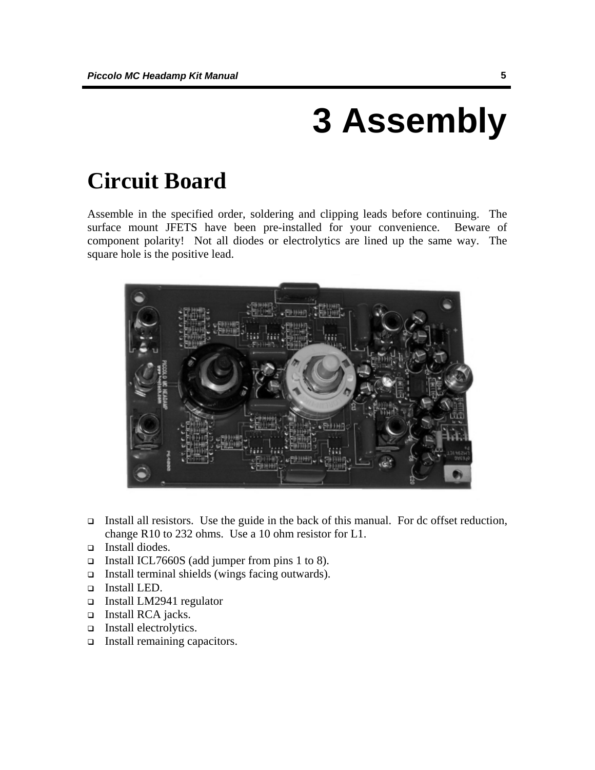# 3 Assembly

## Circuit Board

Assemble in the specified order, soldering and clipping leads before continuing. The surface mount JFETS have been pre-installed for your convenience. Beware of component polarity! Not all diodes or electrolytics are lined up the same way. The square hole is the positive lead.

- Install all resistors. Use the guide in the back of this manual. For dc offset reduction, change R10 to 232 ohms. Use a 10 ohm resistor for L1.
- Install diodes.
- Install ICL7660S (add jumper from pins 1 to 8).
- Install terminal shields (wings facing outwards).
- Install LED.
- Install LM2941 regulator
- Install RCA jacks.
- Install electrolytics.
- Install remaining capacitors.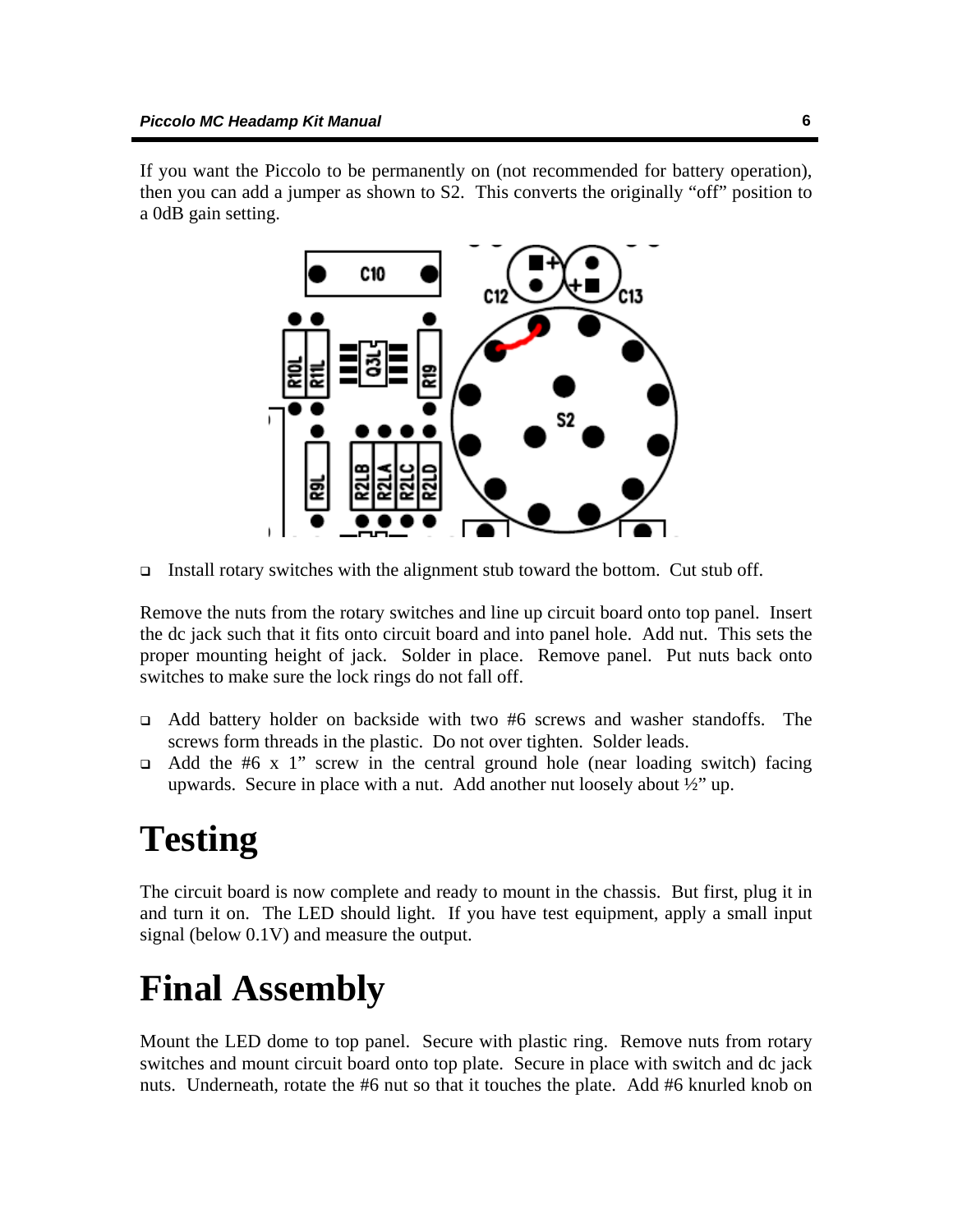If you want the Piccolo to be permanently on (not recommended for battery operation), then you can add a jumper as shown to S2. This converts the originally "off" position to a 0dB gain setting.

C10
C12
C13
R10L
R11L
Q3L
R19
S2
R9L
R2LB
R2LA
R2LC
R2LD

- ❑ Install rotary switches with the alignment stub toward the bottom. Cut stub off.

Remove the nuts from the rotary switches and line up circuit board onto top panel. Insert the dc jack such that it fits onto circuit board and into panel hole. Add nut. This sets the proper mounting height of jack. Solder in place. Remove panel. Put nuts back onto switches to make sure the lock rings do not fall off.

- ❑ Add battery holder on backside with two #6 screws and washer standoffs. The screws form threads in the plastic. Do not over tighten. Solder leads.
- ❑ Add the #6 x 1" screw in the central ground hole (near loading switch) facing upwards. Secure in place with a nut. Add another nut loosely about ½" up.

# Testing

The circuit board is now complete and ready to mount in the chassis. But first, plug it in and turn it on. The LED should light. If you have test equipment, apply a small input signal (below 0.1V) and measure the output.

# Final Assembly

Mount the LED dome to top panel. Secure with plastic ring. Remove nuts from rotary switches and mount circuit board onto top plate. Secure in place with switch and dc jack nuts. Underneath, rotate the #6 nut so that it touches the plate. Add #6 knurled knob on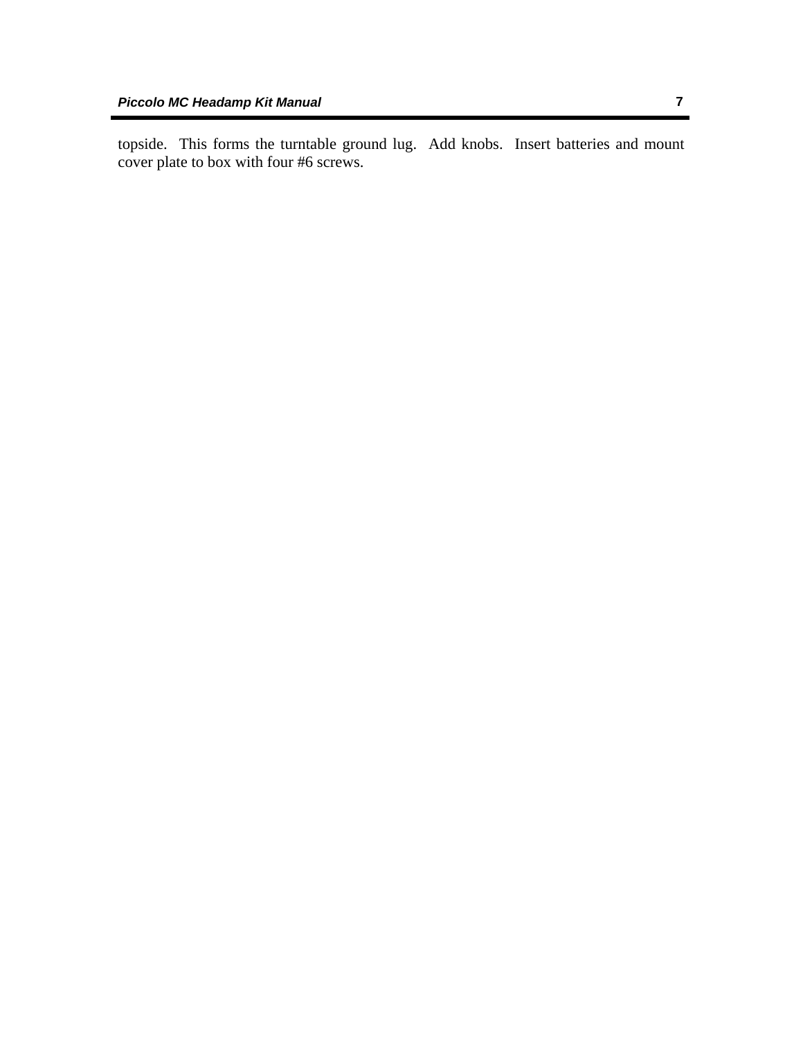topside. This forms the turntable ground lug. Add knobs. Insert batteries and mount cover plate to box with four #6 screws.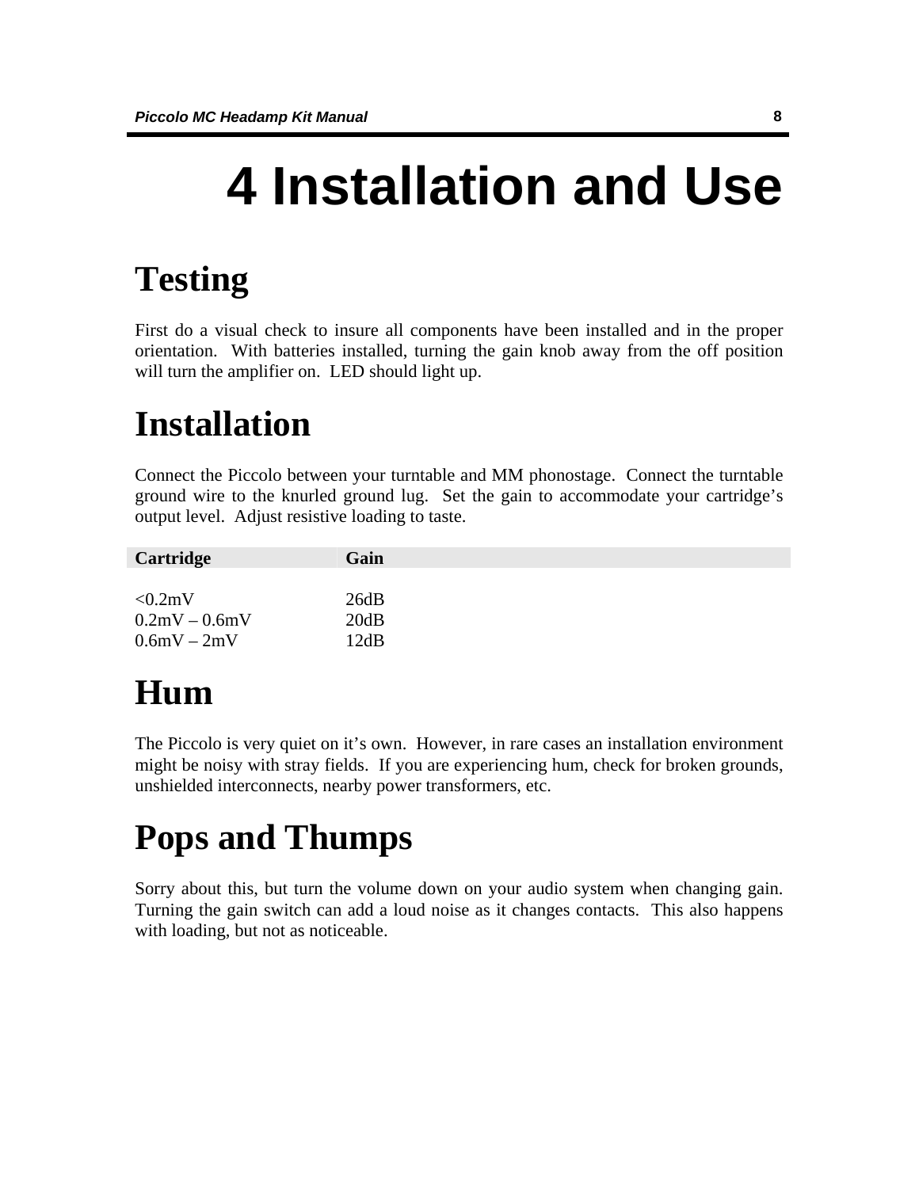# 4 Installation and Use

## Testing

First do a visual check to insure all components have been installed and in the proper orientation. With batteries installed, turning the gain knob away from the off position will turn the amplifier on. LED should light up.

## Installation

Connect the Piccolo between your turntable and MM phonostage. Connect the turntable ground wire to the knurled ground lug. Set the gain to accommodate your cartridge's output level. Adjust resistive loading to taste.

| Cartridge | Gain |
|---|---|
| <0.2mV | 26dB |
| 0.2mV – 0.6mV | 20dB |
| 0.6mV – 2mV | 12dB |

## Hum

The Piccolo is very quiet on it's own. However, in rare cases an installation environment might be noisy with stray fields. If you are experiencing hum, check for broken grounds, unshielded interconnects, nearby power transformers, etc.

## Pops and Thumps

Sorry about this, but turn the volume down on your audio system when changing gain. Turning the gain switch can add a loud noise as it changes contacts. This also happens with loading, but not as noticeable.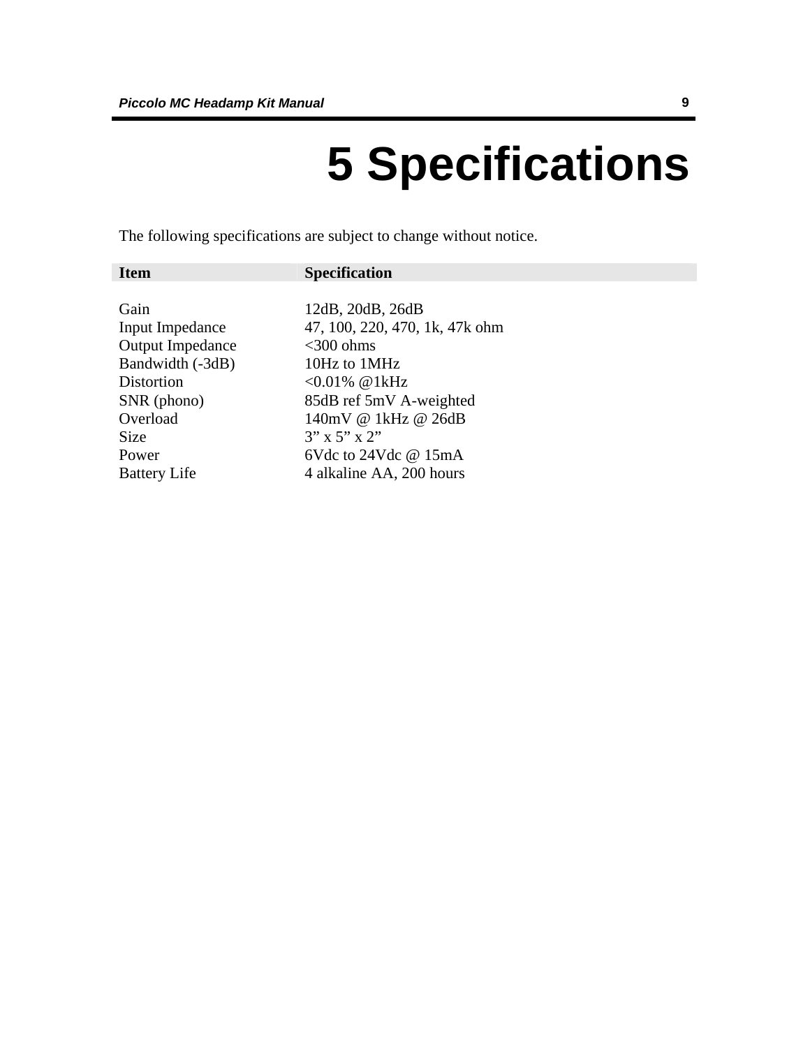# 5 Specifications

The following specifications are subject to change without notice.

| Item | Specification |
|---|---|
| Gain | 12dB, 20dB, 26dB |
| Input Impedance | 47, 100, 220, 470, 1k, 47k ohm |
| Output Impedance | <300 ohms |
| Bandwidth (-3dB) | 10Hz to 1MHz |
| Distortion | <0.01% @1kHz |
| SNR (phono) | 85dB ref 5mV A-weighted |
| Overload | 140mV @ 1kHz @ 26dB |
| Size | 3” x 5” x 2” |
| Power | 6Vdc to 24Vdc @ 15mA |
| Battery Life | 4 alkaline AA, 200 hours |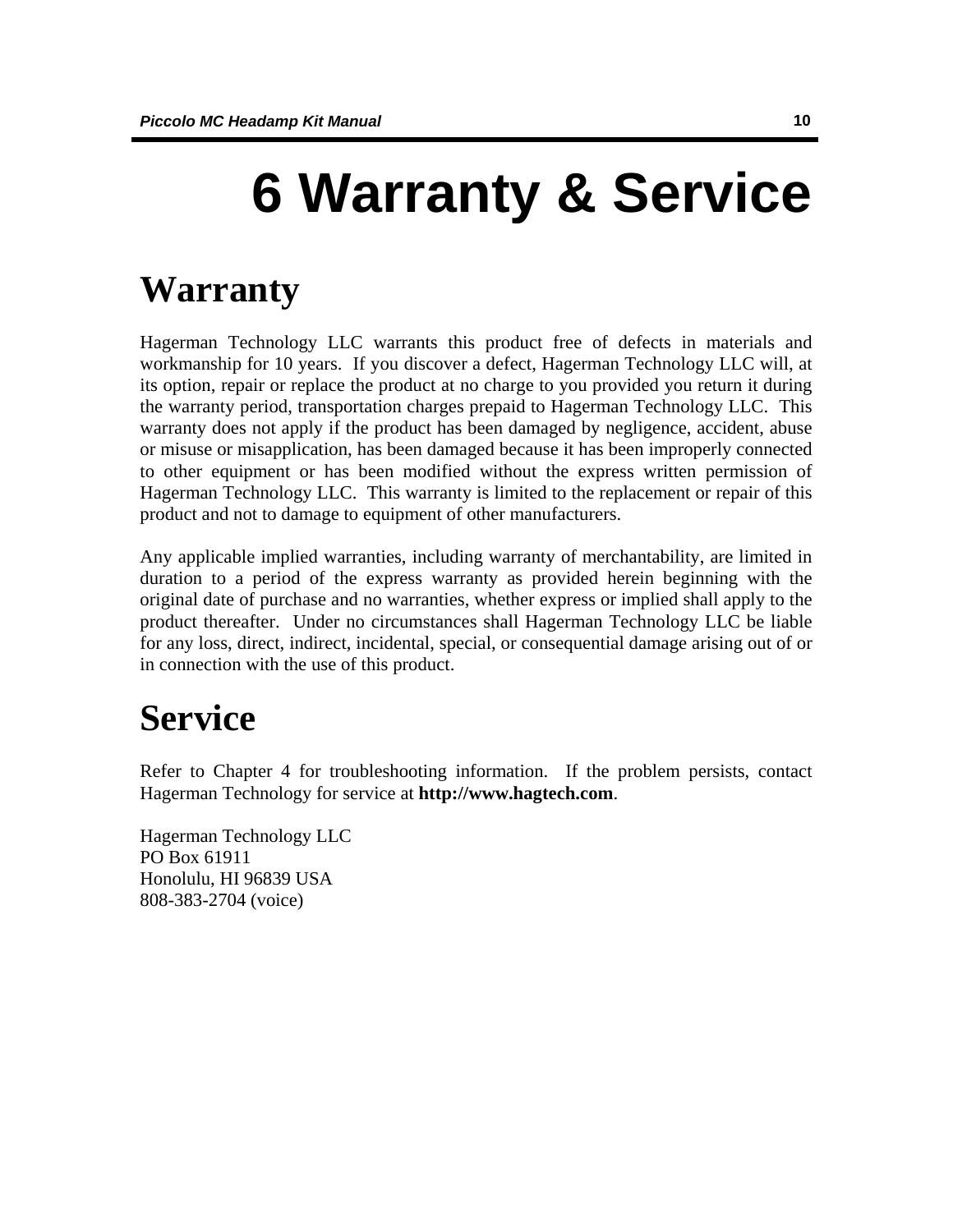# 6 Warranty & Service

## Warranty

Hagerman Technology LLC warrants this product free of defects in materials and workmanship for 10 years. If you discover a defect, Hagerman Technology LLC will, at its option, repair or replace the product at no charge to you provided you return it during the warranty period, transportation charges prepaid to Hagerman Technology LLC. This warranty does not apply if the product has been damaged by negligence, accident, abuse or misuse or misapplication, has been damaged because it has been improperly connected to other equipment or has been modified without the express written permission of Hagerman Technology LLC. This warranty is limited to the replacement or repair of this product and not to damage to equipment of other manufacturers.

Any applicable implied warranties, including warranty of merchantability, are limited in duration to a period of the express warranty as provided herein beginning with the original date of purchase and no warranties, whether express or implied shall apply to the product thereafter. Under no circumstances shall Hagerman Technology LLC be liable for any loss, direct, indirect, incidental, special, or consequential damage arising out of or in connection with the use of this product.

## Service

Refer to Chapter 4 for troubleshooting information. If the problem persists, contact Hagerman Technology for service at **http://www.hagtech.com**.

Hagerman Technology LLC
PO Box 61911
Honolulu, HI 96839 USA
808-383-2704 (voice)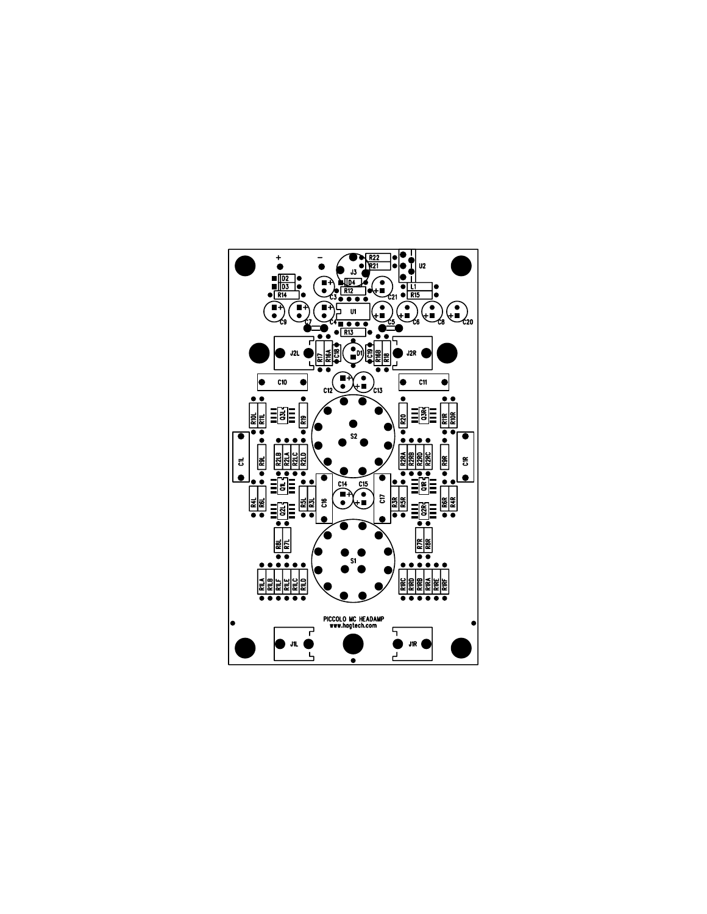PICCOLO MC HEADAMP

www.hogtech.com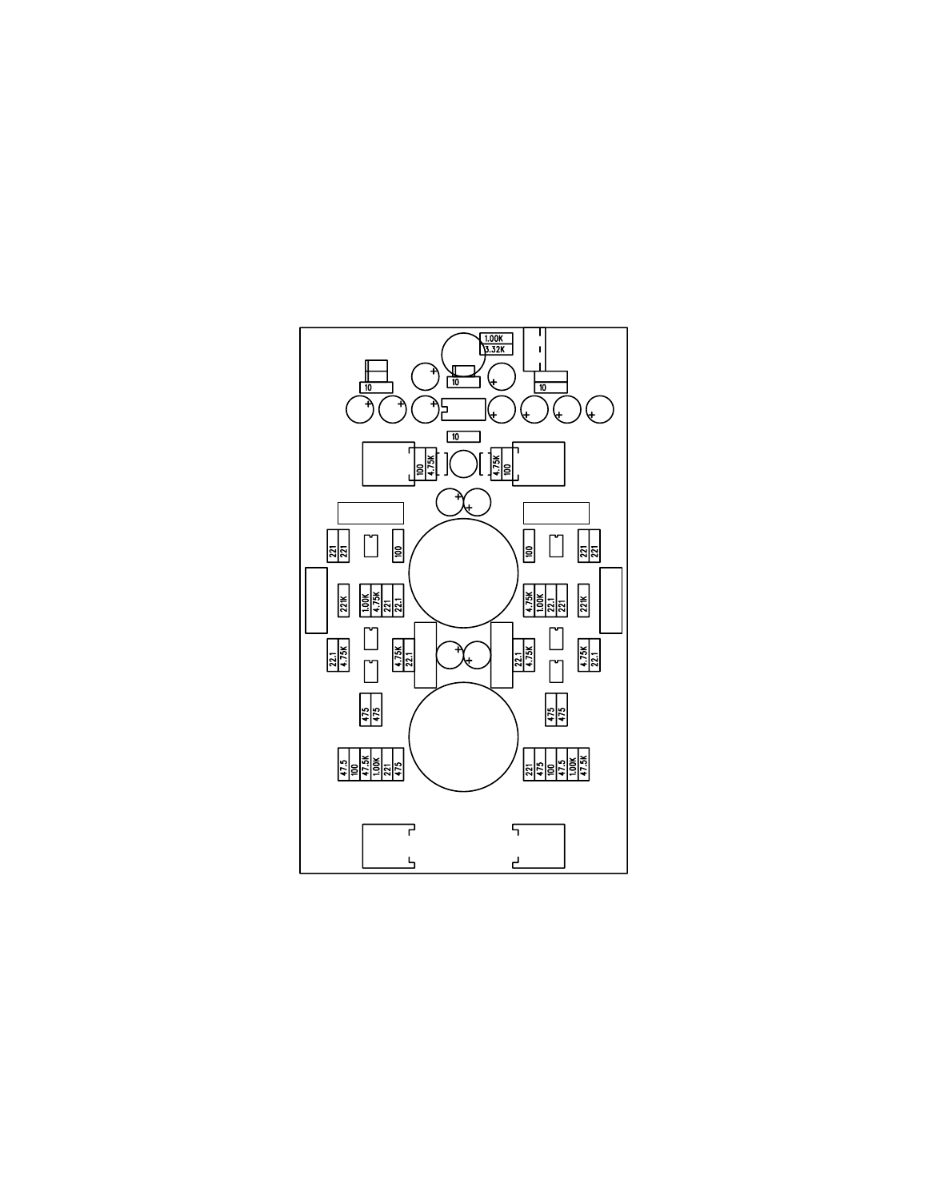1.00K
3.32K
10
10
10
10
100
4.75K
4.75K
100
221
221
100
100
221
221
221K
1.00K
4.75K
221
22.1
4.75K
1.00K
22.1
221
221K
22.1
4.75K
4.75K
22.1
22.1
4.75K
4.75K
22.1
475
475
475
475
47.5
100
47.5K
1.00K
221
475
221
475
100
47.5
1.00K
47.5K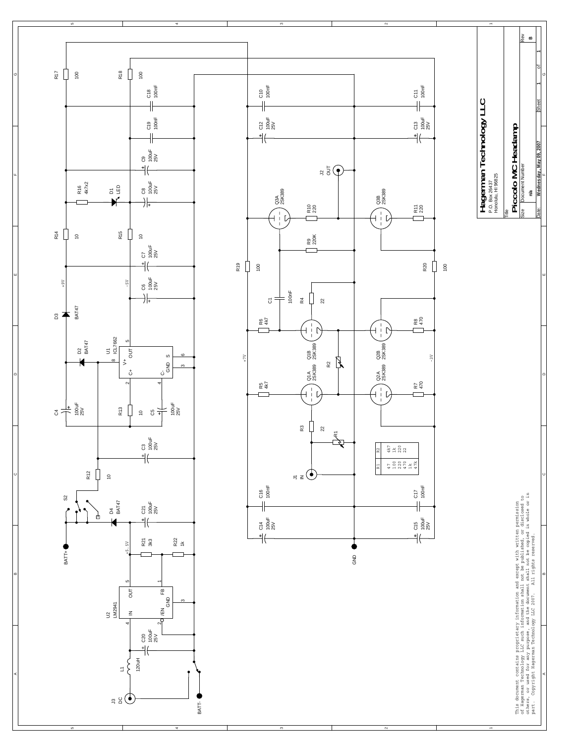**Hagerman Technology LLC**
P.O. Box 26437
Honolulu, HI 96825

Title
**Piccolo MC Headamp**

| Size | Document Number | Rev |
|---|---|---|
| | n/a | B |
| Date: | Wednesday, May 09, 2007 | Sheet 1 of 1 |

| R1 | R2 |
|---|---|
| 47 | 4k7 |
| 100 | 1k |
| 220 | 220 |
| 470 | 22 |
| 1k | |
| 47k | |

This document contains proprietary information and except with written permission of Hagerman Technology LLC such information shall not be published, or disclosed to others, or used for any purpose, and the document shall not be copied in whole or in part. Copyright Hagerman Technology LLC 2007. All rights reserved.